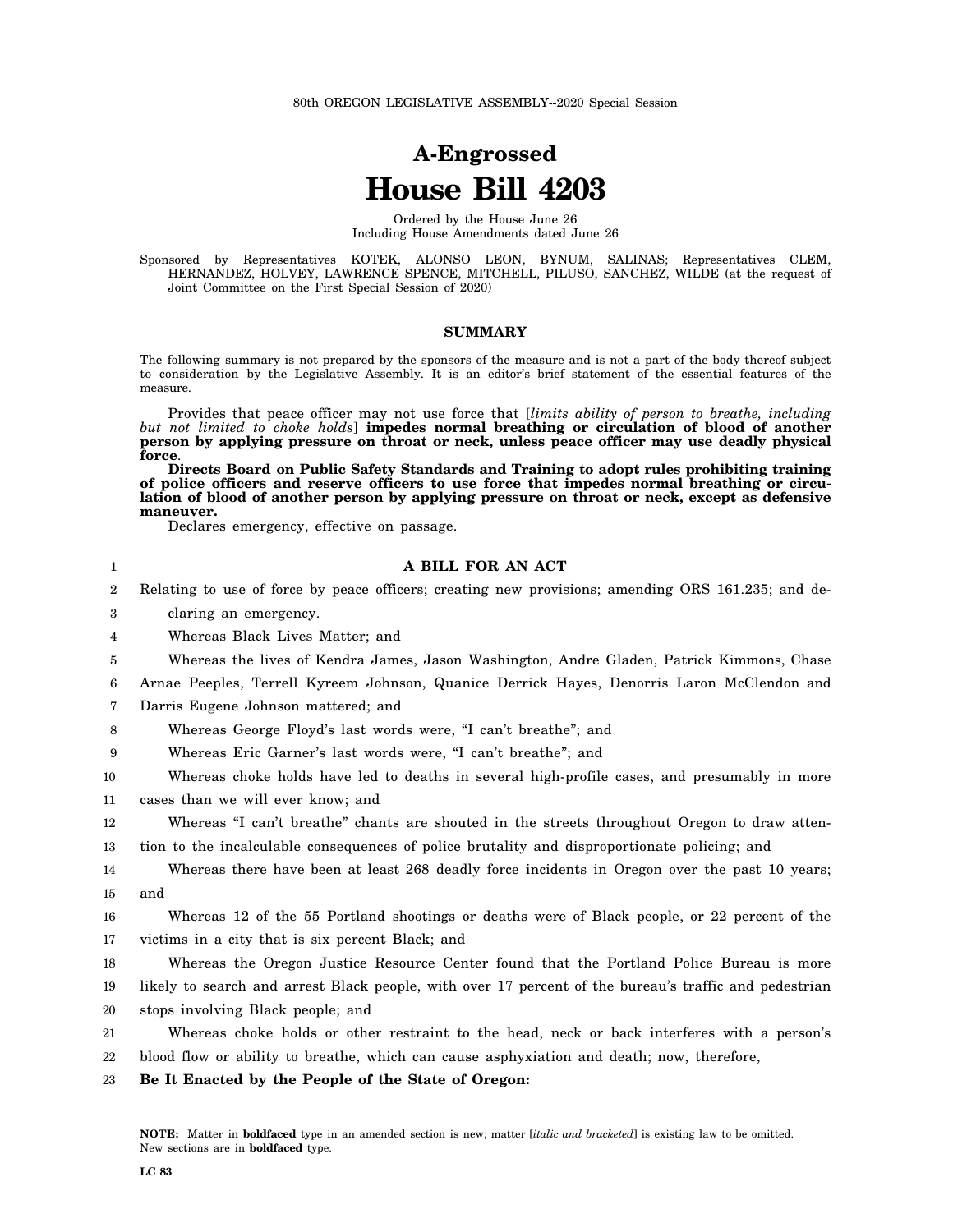80th OREGON LEGISLATIVE ASSEMBLY--2020 Special Session

# A-Engrossed
# House Bill 4203

Ordered by the House June 26
Including House Amendments dated June 26

Sponsored by Representatives KOTEK, ALONSO LEON, BYNUM, SALINAS; Representatives CLEM, HERNANDEZ, HOLVEY, LAWRENCE SPENCE, MITCHELL, PILUSO, SANCHEZ, WILDE (at the request of Joint Committee on the First Special Session of 2020)

## SUMMARY

The following summary is not prepared by the sponsors of the measure and is not a part of the body thereof subject to consideration by the Legislative Assembly. It is an editor's brief statement of the essential features of the measure.

Provides that peace officer may not use force that [*limits ability of person to breathe, including but not limited to choke holds*] **impedes normal breathing or circulation of blood of another person by applying pressure on throat or neck, unless peace officer may use deadly physical force**.

**Directs Board on Public Safety Standards and Training to adopt rules prohibiting training of police officers and reserve officers to use force that impedes normal breathing or circulation of blood of another person by applying pressure on throat or neck, except as defensive maneuver.**

Declares emergency, effective on passage.

**A BILL FOR AN ACT**

Relating to use of force by peace officers; creating new provisions; amending ORS 161.235; and declaring an emergency.

Whereas Black Lives Matter; and

Whereas the lives of Kendra James, Jason Washington, Andre Gladen, Patrick Kimmons, Chase Arnae Peeples, Terrell Kyreem Johnson, Quanice Derrick Hayes, Denorris Laron McClendon and Darris Eugene Johnson mattered; and

Whereas George Floyd's last words were, "I can't breathe"; and

Whereas Eric Garner's last words were, "I can't breathe"; and

Whereas choke holds have led to deaths in several high-profile cases, and presumably in more cases than we will ever know; and

Whereas "I can't breathe" chants are shouted in the streets throughout Oregon to draw attention to the incalculable consequences of police brutality and disproportionate policing; and

Whereas there have been at least 268 deadly force incidents in Oregon over the past 10 years; and

Whereas 12 of the 55 Portland shootings or deaths were of Black people, or 22 percent of the victims in a city that is six percent Black; and

Whereas the Oregon Justice Resource Center found that the Portland Police Bureau is more likely to search and arrest Black people, with over 17 percent of the bureau's traffic and pedestrian stops involving Black people; and

Whereas choke holds or other restraint to the head, neck or back interferes with a person's blood flow or ability to breathe, which can cause asphyxiation and death; now, therefore,

**Be It Enacted by the People of the State of Oregon:**

**NOTE:** Matter in **boldfaced** type in an amended section is new; matter [*italic and bracketed*] is existing law to be omitted. New sections are in **boldfaced** type.

**LC 83**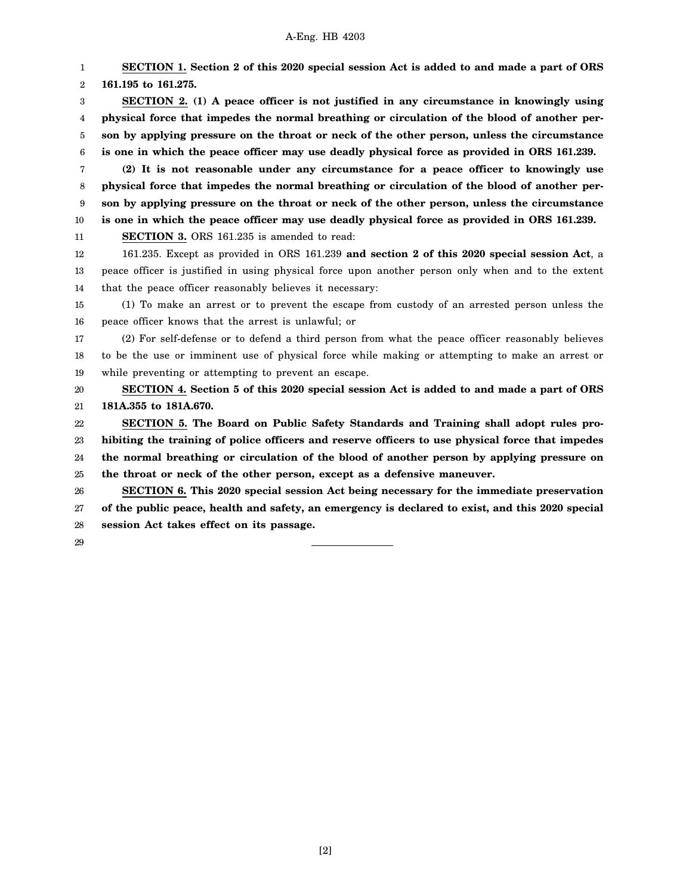**SECTION 1. Section 2 of this 2020 special session Act is added to and made a part of ORS 161.195 to 161.275.**

**SECTION 2. (1) A peace officer is not justified in any circumstance in knowingly using physical force that impedes the normal breathing or circulation of the blood of another person by applying pressure on the throat or neck of the other person, unless the circumstance is one in which the peace officer may use deadly physical force as provided in ORS 161.239.**

**(2) It is not reasonable under any circumstance for a peace officer to knowingly use physical force that impedes the normal breathing or circulation of the blood of another person by applying pressure on the throat or neck of the other person, unless the circumstance is one in which the peace officer may use deadly physical force as provided in ORS 161.239.**

**SECTION 3.** ORS 161.235 is amended to read:

161.235. Except as provided in ORS 161.239 **and section 2 of this 2020 special session Act**, a peace officer is justified in using physical force upon another person only when and to the extent that the peace officer reasonably believes it necessary:

(1) To make an arrest or to prevent the escape from custody of an arrested person unless the peace officer knows that the arrest is unlawful; or

(2) For self-defense or to defend a third person from what the peace officer reasonably believes to be the use or imminent use of physical force while making or attempting to make an arrest or while preventing or attempting to prevent an escape.

**SECTION 4. Section 5 of this 2020 special session Act is added to and made a part of ORS 181A.355 to 181A.670.**

**SECTION 5. The Board on Public Safety Standards and Training shall adopt rules prohibiting the training of police officers and reserve officers to use physical force that impedes the normal breathing or circulation of the blood of another person by applying pressure on the throat or neck of the other person, except as a defensive maneuver.**

**SECTION 6. This 2020 special session Act being necessary for the immediate preservation of the public peace, health and safety, an emergency is declared to exist, and this 2020 special session Act takes effect on its passage.**